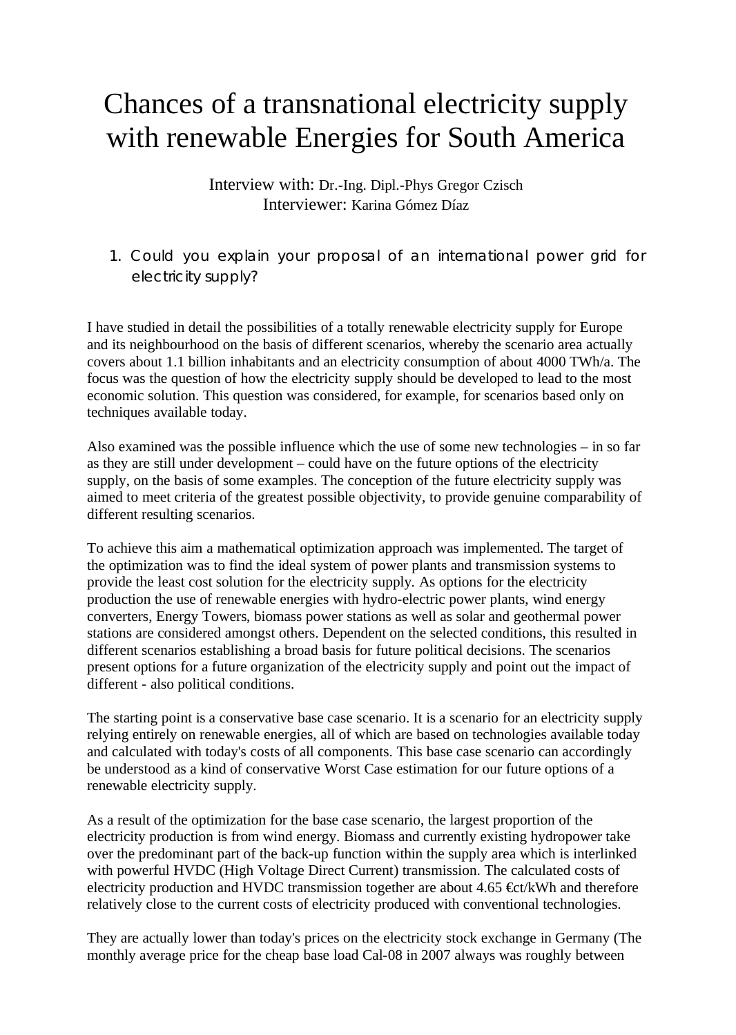# Chances of a transnational electricity supply with renewable Energies for South America

Interview with: Dr.-Ing. Dipl.-Phys Gregor Czisch
Interviewer: Karina Gómez Díaz

1. Could you explain your proposal of an international power grid for electricity supply?

I have studied in detail the possibilities of a totally renewable electricity supply for Europe and its neighbourhood on the basis of different scenarios, whereby the scenario area actually covers about 1.1 billion inhabitants and an electricity consumption of about 4000 TWh/a. The focus was the question of how the electricity supply should be developed to lead to the most economic solution. This question was considered, for example, for scenarios based only on techniques available today.

Also examined was the possible influence which the use of some new technologies – in so far as they are still under development – could have on the future options of the electricity supply, on the basis of some examples. The conception of the future electricity supply was aimed to meet criteria of the greatest possible objectivity, to provide genuine comparability of different resulting scenarios.

To achieve this aim a mathematical optimization approach was implemented. The target of the optimization was to find the ideal system of power plants and transmission systems to provide the least cost solution for the electricity supply. As options for the electricity production the use of renewable energies with hydro-electric power plants, wind energy converters, Energy Towers, biomass power stations as well as solar and geothermal power stations are considered amongst others. Dependent on the selected conditions, this resulted in different scenarios establishing a broad basis for future political decisions. The scenarios present options for a future organization of the electricity supply and point out the impact of different - also political conditions.

The starting point is a conservative base case scenario. It is a scenario for an electricity supply relying entirely on renewable energies, all of which are based on technologies available today and calculated with today's costs of all components. This base case scenario can accordingly be understood as a kind of conservative Worst Case estimation for our future options of a renewable electricity supply.

As a result of the optimization for the base case scenario, the largest proportion of the electricity production is from wind energy. Biomass and currently existing hydropower take over the predominant part of the back-up function within the supply area which is interlinked with powerful HVDC (High Voltage Direct Current) transmission. The calculated costs of electricity production and HVDC transmission together are about 4.65 €ct/kWh and therefore relatively close to the current costs of electricity produced with conventional technologies.

They are actually lower than today's prices on the electricity stock exchange in Germany (The monthly average price for the cheap base load Cal-08 in 2007 always was roughly between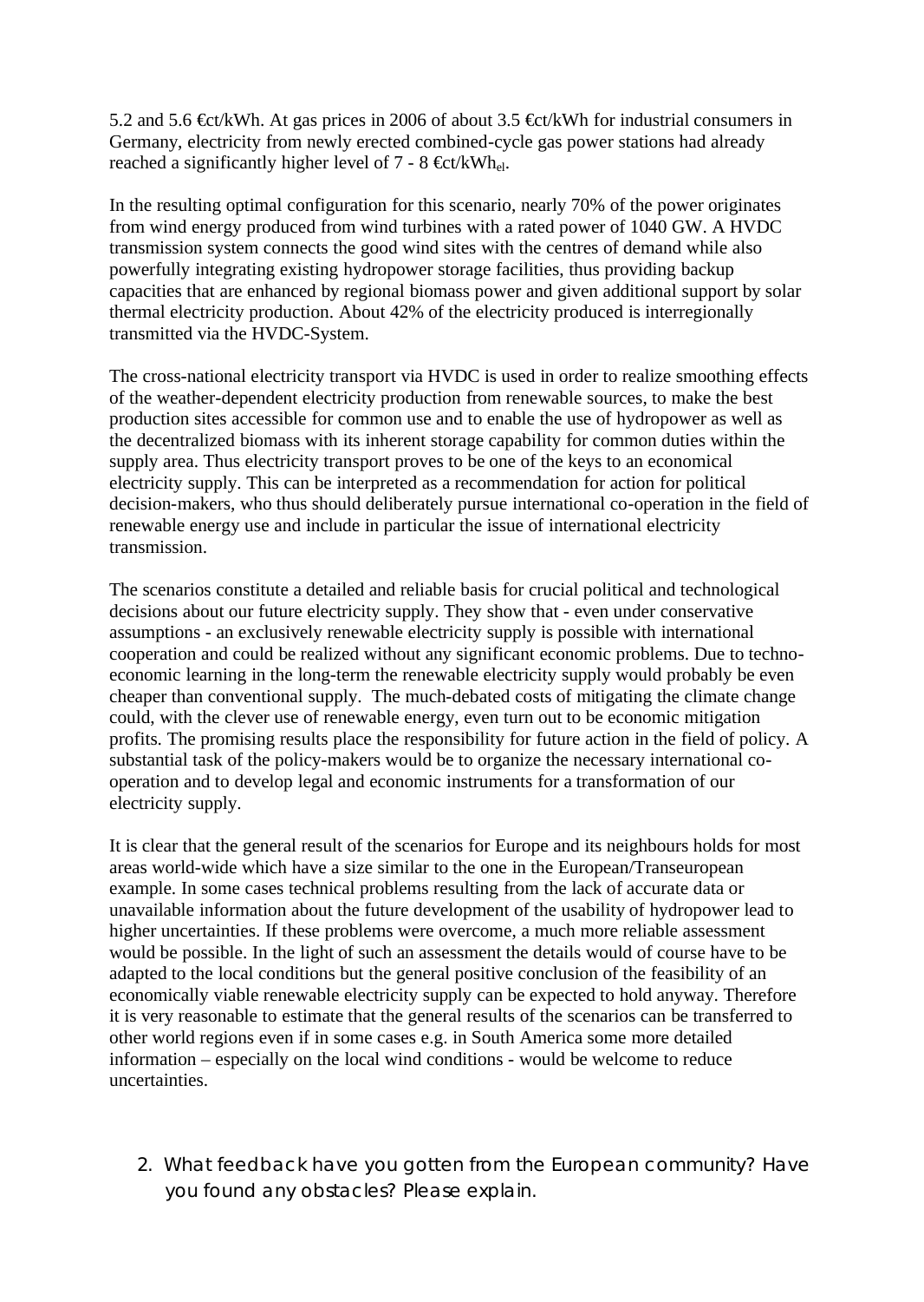5.2 and 5.6 €ct/kWh. At gas prices in 2006 of about 3.5 €ct/kWh for industrial consumers in Germany, electricity from newly erected combined-cycle gas power stations had already reached a significantly higher level of 7 - 8 €ct/$kWh_{el}$.

In the resulting optimal configuration for this scenario, nearly 70% of the power originates from wind energy produced from wind turbines with a rated power of 1040 GW. A HVDC transmission system connects the good wind sites with the centres of demand while also powerfully integrating existing hydropower storage facilities, thus providing backup capacities that are enhanced by regional biomass power and given additional support by solar thermal electricity production. About 42% of the electricity produced is interregionally transmitted via the HVDC-System.

The cross-national electricity transport via HVDC is used in order to realize smoothing effects of the weather-dependent electricity production from renewable sources, to make the best production sites accessible for common use and to enable the use of hydropower as well as the decentralized biomass with its inherent storage capability for common duties within the supply area. Thus electricity transport proves to be one of the keys to an economical electricity supply. This can be interpreted as a recommendation for action for political decision-makers, who thus should deliberately pursue international co-operation in the field of renewable energy use and include in particular the issue of international electricity transmission.

The scenarios constitute a detailed and reliable basis for crucial political and technological decisions about our future electricity supply. They show that - even under conservative assumptions - an exclusively renewable electricity supply is possible with international cooperation and could be realized without any significant economic problems. Due to techno-economic learning in the long-term the renewable electricity supply would probably be even cheaper than conventional supply. The much-debated costs of mitigating the climate change could, with the clever use of renewable energy, even turn out to be economic mitigation profits. The promising results place the responsibility for future action in the field of policy. A substantial task of the policy-makers would be to organize the necessary international co-operation and to develop legal and economic instruments for a transformation of our electricity supply.

It is clear that the general result of the scenarios for Europe and its neighbours holds for most areas world-wide which have a size similar to the one in the European/Transeuropean example. In some cases technical problems resulting from the lack of accurate data or unavailable information about the future development of the usability of hydropower lead to higher uncertainties. If these problems were overcome, a much more reliable assessment would be possible. In the light of such an assessment the details would of course have to be adapted to the local conditions but the general positive conclusion of the feasibility of an economically viable renewable electricity supply can be expected to hold anyway. Therefore it is very reasonable to estimate that the general results of the scenarios can be transferred to other world regions even if in some cases e.g. in South America some more detailed information – especially on the local wind conditions - would be welcome to reduce uncertainties.

2. *What feedback have you gotten from the European community? Have you found any obstacles? Please explain.*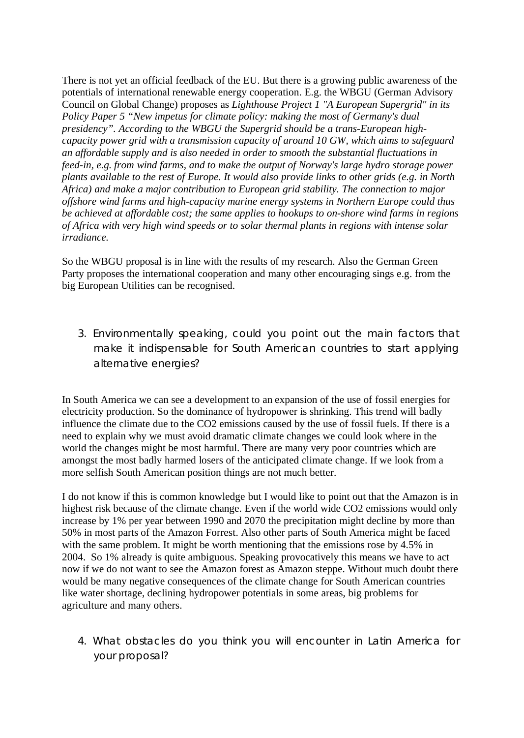There is not yet an official feedback of the EU. But there is a growing public awareness of the potentials of international renewable energy cooperation. E.g. the WBGU (German Advisory Council on Global Change) proposes as *Lighthouse Project 1 "A European Supergrid" in its Policy Paper 5 "New impetus for climate policy: making the most of Germany's dual presidency". According to the WBGU the Supergrid should be a trans-European high-capacity power grid with a transmission capacity of around 10 GW, which aims to safeguard an affordable supply and is also needed in order to smooth the substantial fluctuations in feed-in, e.g. from wind farms, and to make the output of Norway's large hydro storage power plants available to the rest of Europe. It would also provide links to other grids (e.g. in North Africa) and make a major contribution to European grid stability. The connection to major offshore wind farms and high-capacity marine energy systems in Northern Europe could thus be achieved at affordable cost; the same applies to hookups to on-shore wind farms in regions of Africa with very high wind speeds or to solar thermal plants in regions with intense solar irradiance.*

So the WBGU proposal is in line with the results of my research. Also the German Green Party proposes the international cooperation and many other encouraging sings e.g. from the big European Utilities can be recognised.

3. Environmentally speaking, could you point out the main factors that make it indispensable for South American countries to start applying alternative energies?

In South America we can see a development to an expansion of the use of fossil energies for electricity production. So the dominance of hydropower is shrinking. This trend will badly influence the climate due to the $CO_2$ emissions caused by the use of fossil fuels. If there is a need to explain why we must avoid dramatic climate changes we could look where in the world the changes might be most harmful. There are many very poor countries which are amongst the most badly harmed losers of the anticipated climate change. If we look from a more selfish South American position things are not much better.

I do not know if this is common knowledge but I would like to point out that the Amazon is in highest risk because of the climate change. Even if the world wide $CO_2$ emissions would only increase by 1% per year between 1990 and 2070 the precipitation might decline by more than 50% in most parts of the Amazon Forrest. Also other parts of South America might be faced with the same problem. It might be worth mentioning that the emissions rose by 4.5% in 2004. So 1% already is quite ambiguous. Speaking provocatively this means we have to act now if we do not want to see the Amazon forest as Amazon steppe. Without much doubt there would be many negative consequences of the climate change for South American countries like water shortage, declining hydropower potentials in some areas, big problems for agriculture and many others.

4. What obstacles do you think you will encounter in Latin America for your proposal?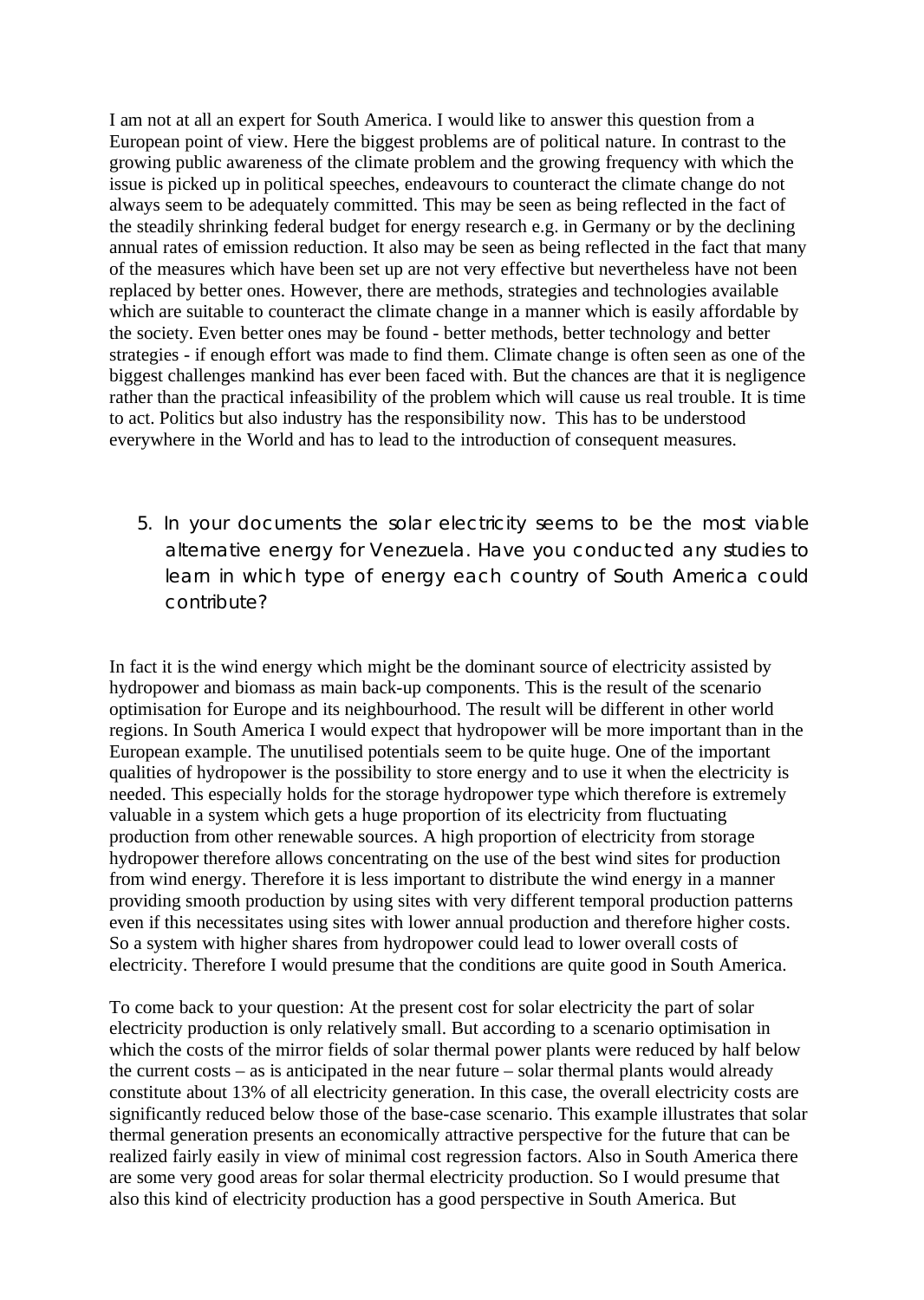I am not at all an expert for South America. I would like to answer this question from a European point of view. Here the biggest problems are of political nature. In contrast to the growing public awareness of the climate problem and the growing frequency with which the issue is picked up in political speeches, endeavours to counteract the climate change do not always seem to be adequately committed. This may be seen as being reflected in the fact of the steadily shrinking federal budget for energy research e.g. in Germany or by the declining annual rates of emission reduction. It also may be seen as being reflected in the fact that many of the measures which have been set up are not very effective but nevertheless have not been replaced by better ones. However, there are methods, strategies and technologies available which are suitable to counteract the climate change in a manner which is easily affordable by the society. Even better ones may be found - better methods, better technology and better strategies - if enough effort was made to find them. Climate change is often seen as one of the biggest challenges mankind has ever been faced with. But the chances are that it is negligence rather than the practical infeasibility of the problem which will cause us real trouble. It is time to act. Politics but also industry has the responsibility now. This has to be understood everywhere in the World and has to lead to the introduction of consequent measures.

5. In your documents the solar electricity seems to be the most viable alternative energy for Venezuela. Have you conducted any studies to learn in which type of energy each country of South America could contribute?

In fact it is the wind energy which might be the dominant source of electricity assisted by hydropower and biomass as main back-up components. This is the result of the scenario optimisation for Europe and its neighbourhood. The result will be different in other world regions. In South America I would expect that hydropower will be more important than in the European example. The unutilised potentials seem to be quite huge. One of the important qualities of hydropower is the possibility to store energy and to use it when the electricity is needed. This especially holds for the storage hydropower type which therefore is extremely valuable in a system which gets a huge proportion of its electricity from fluctuating production from other renewable sources. A high proportion of electricity from storage hydropower therefore allows concentrating on the use of the best wind sites for production from wind energy. Therefore it is less important to distribute the wind energy in a manner providing smooth production by using sites with very different temporal production patterns even if this necessitates using sites with lower annual production and therefore higher costs. So a system with higher shares from hydropower could lead to lower overall costs of electricity. Therefore I would presume that the conditions are quite good in South America.

To come back to your question: At the present cost for solar electricity the part of solar electricity production is only relatively small. But according to a scenario optimisation in which the costs of the mirror fields of solar thermal power plants were reduced by half below the current costs – as is anticipated in the near future – solar thermal plants would already constitute about 13% of all electricity generation. In this case, the overall electricity costs are significantly reduced below those of the base-case scenario. This example illustrates that solar thermal generation presents an economically attractive perspective for the future that can be realized fairly easily in view of minimal cost regression factors. Also in South America there are some very good areas for solar thermal electricity production. So I would presume that also this kind of electricity production has a good perspective in South America. But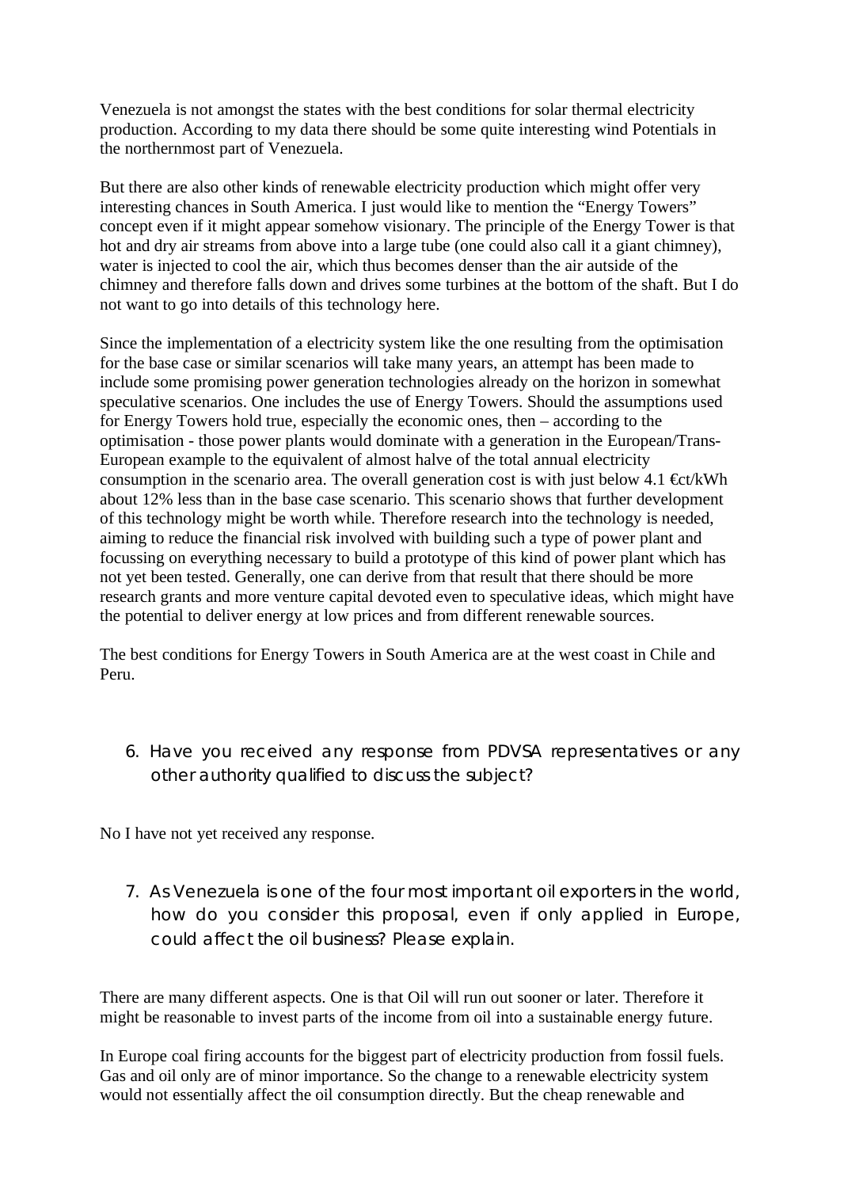Venezuela is not amongst the states with the best conditions for solar thermal electricity production. According to my data there should be some quite interesting wind Potentials in the northernmost part of Venezuela.

But there are also other kinds of renewable electricity production which might offer very interesting chances in South America. I just would like to mention the "Energy Towers" concept even if it might appear somehow visionary. The principle of the Energy Tower is that hot and dry air streams from above into a large tube (one could also call it a giant chimney), water is injected to cool the air, which thus becomes denser than the air autside of the chimney and therefore falls down and drives some turbines at the bottom of the shaft. But I do not want to go into details of this technology here.

Since the implementation of a electricity system like the one resulting from the optimisation for the base case or similar scenarios will take many years, an attempt has been made to include some promising power generation technologies already on the horizon in somewhat speculative scenarios. One includes the use of Energy Towers. Should the assumptions used for Energy Towers hold true, especially the economic ones, then – according to the optimisation - those power plants would dominate with a generation in the European/Trans-European example to the equivalent of almost halve of the total annual electricity consumption in the scenario area. The overall generation cost is with just below 4.1 €ct/kWh about 12% less than in the base case scenario. This scenario shows that further development of this technology might be worth while. Therefore research into the technology is needed, aiming to reduce the financial risk involved with building such a type of power plant and focussing on everything necessary to build a prototype of this kind of power plant which has not yet been tested. Generally, one can derive from that result that there should be more research grants and more venture capital devoted even to speculative ideas, which might have the potential to deliver energy at low prices and from different renewable sources.

The best conditions for Energy Towers in South America are at the west coast in Chile and Peru.

6. Have you received any response from PDVSA representatives or any other authority qualified to discuss the subject?

No I have not yet received any response.

7. As Venezuela is one of the four most important oil exporters in the world, how do you consider this proposal, even if only applied in Europe, could affect the oil business? Please explain.

There are many different aspects. One is that Oil will run out sooner or later. Therefore it might be reasonable to invest parts of the income from oil into a sustainable energy future.

In Europe coal firing accounts for the biggest part of electricity production from fossil fuels. Gas and oil only are of minor importance. So the change to a renewable electricity system would not essentially affect the oil consumption directly. But the cheap renewable and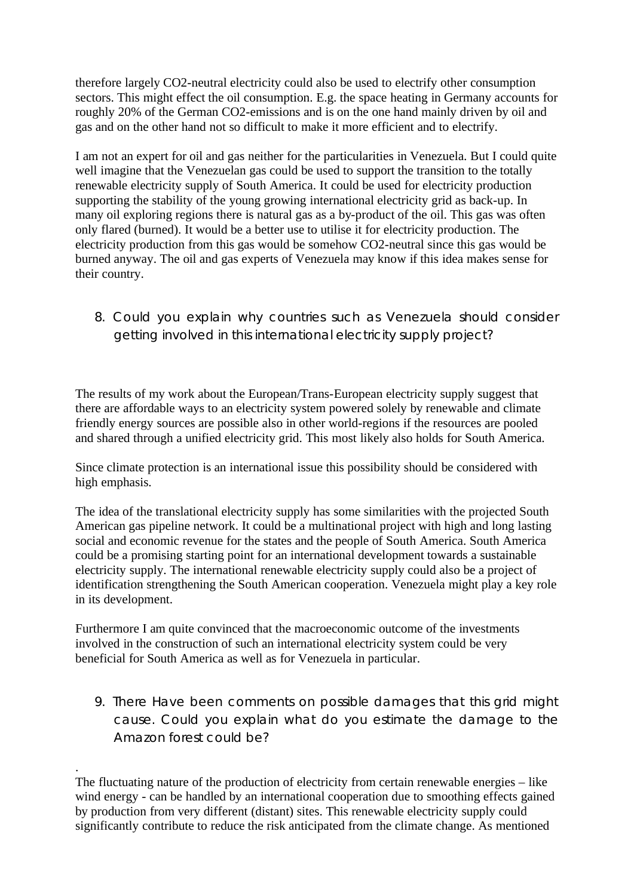therefore largely $CO_2$-neutral electricity could also be used to electrify other consumption sectors. This might effect the oil consumption. E.g. the space heating in Germany accounts for roughly 20% of the German $CO_2$-emissions and is on the one hand mainly driven by oil and gas and on the other hand not so difficult to make it more efficient and to electrify.

I am not an expert for oil and gas neither for the particularities in Venezuela. But I could quite well imagine that the Venezuelan gas could be used to support the transition to the totally renewable electricity supply of South America. It could be used for electricity production supporting the stability of the young growing international electricity grid as back-up. In many oil exploring regions there is natural gas as a by-product of the oil. This gas was often only flared (burned). It would be a better use to utilise it for electricity production. The electricity production from this gas would be somehow $CO_2$-neutral since this gas would be burned anyway. The oil and gas experts of Venezuela may know if this idea makes sense for their country.

8. Could you explain why countries such as Venezuela should consider getting involved in this international electricity supply project?

The results of my work about the European/Trans-European electricity supply suggest that there are affordable ways to an electricity system powered solely by renewable and climate friendly energy sources are possible also in other world-regions if the resources are pooled and shared through a unified electricity grid. This most likely also holds for South America.

Since climate protection is an international issue this possibility should be considered with high emphasis.

The idea of the translational electricity supply has some similarities with the projected South American gas pipeline network. It could be a multinational project with high and long lasting social and economic revenue for the states and the people of South America. South America could be a promising starting point for an international development towards a sustainable electricity supply. The international renewable electricity supply could also be a project of identification strengthening the South American cooperation. Venezuela might play a key role in its development.

Furthermore I am quite convinced that the macroeconomic outcome of the investments involved in the construction of such an international electricity system could be very beneficial for South America as well as for Venezuela in particular.

9. There Have been comments on possible damages that this grid might cause. Could you explain what do you estimate the damage to the Amazon forest could be?

.

The fluctuating nature of the production of electricity from certain renewable energies – like wind energy - can be handled by an international cooperation due to smoothing effects gained by production from very different (distant) sites. This renewable electricity supply could significantly contribute to reduce the risk anticipated from the climate change. As mentioned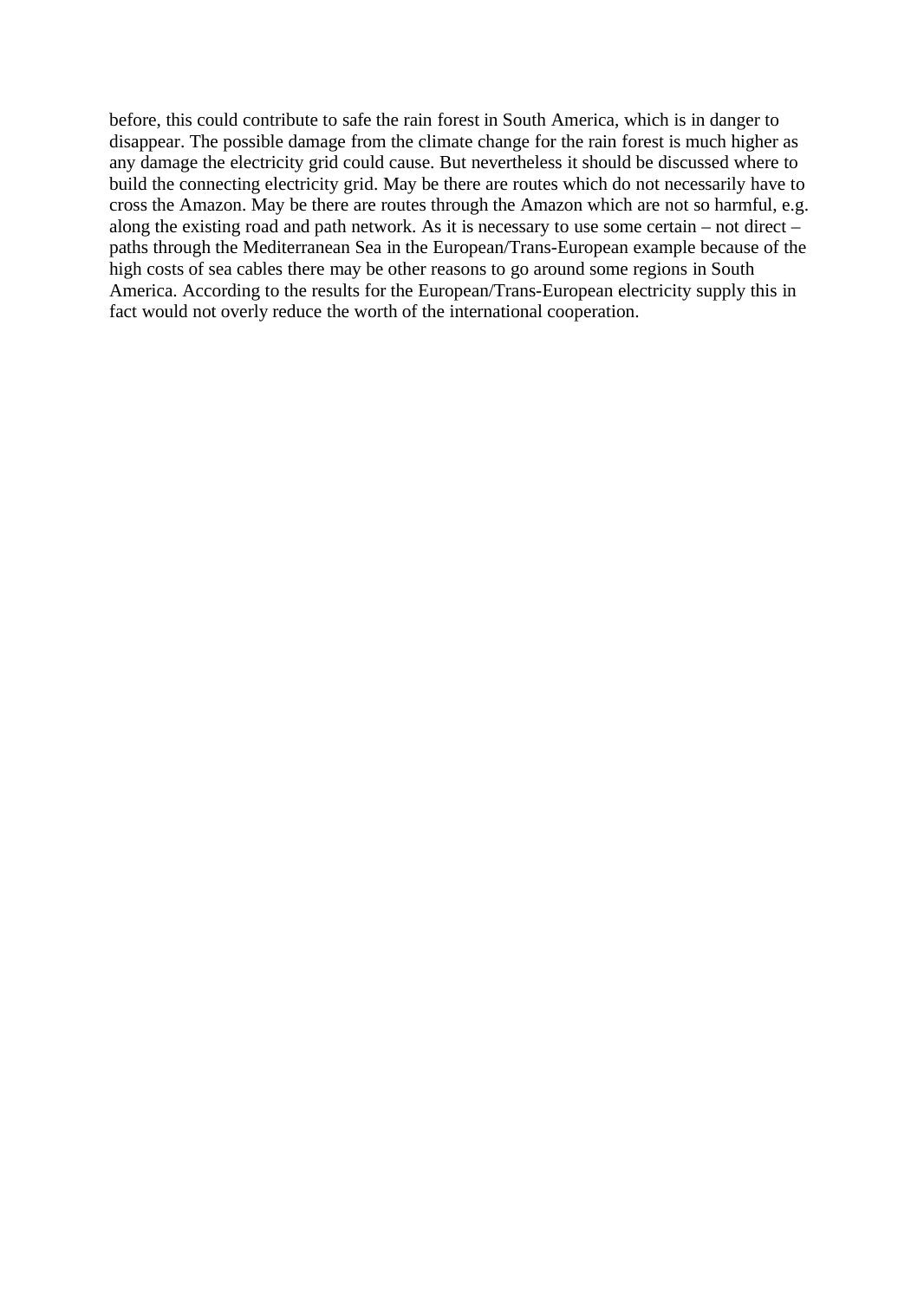before, this could contribute to safe the rain forest in South America, which is in danger to disappear. The possible damage from the climate change for the rain forest is much higher as any damage the electricity grid could cause. But nevertheless it should be discussed where to build the connecting electricity grid. May be there are routes which do not necessarily have to cross the Amazon. May be there are routes through the Amazon which are not so harmful, e.g. along the existing road and path network. As it is necessary to use some certain – not direct – paths through the Mediterranean Sea in the European/Trans-European example because of the high costs of sea cables there may be other reasons to go around some regions in South America. According to the results for the European/Trans-European electricity supply this in fact would not overly reduce the worth of the international cooperation.